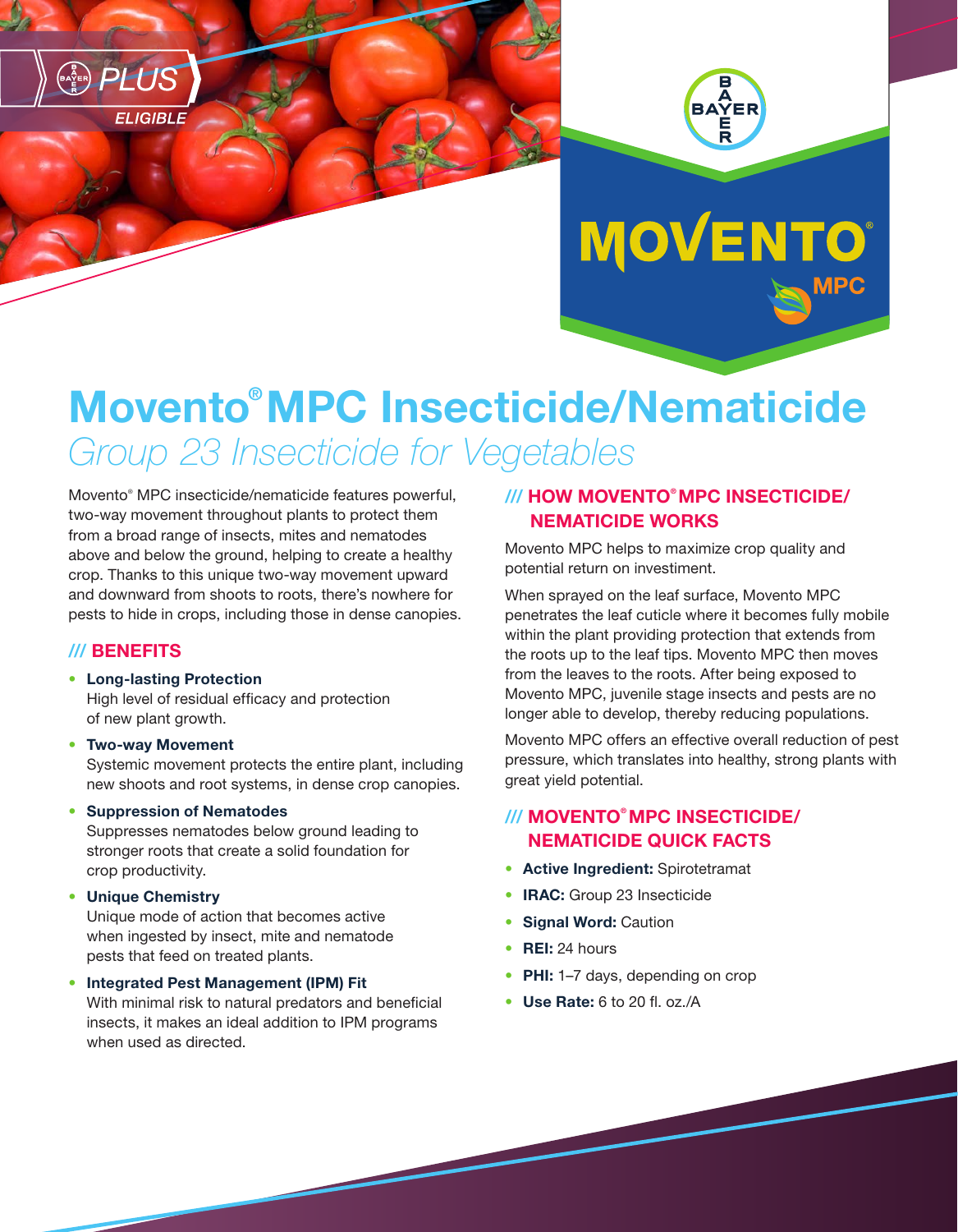BAYER PLUS ELIGIBLE

# Movento® MPC Insecticide/Nematicide

*Group 23 Insecticide for Vegetables*

Movento® MPC insecticide/nematicide features powerful, two-way movement throughout plants to protect them from a broad range of insects, mites and nematodes above and below the ground, helping to create a healthy crop. Thanks to this unique two-way movement upward and downward from shoots to roots, there's nowhere for pests to hide in crops, including those in dense canopies.

## /// BENEFITS

- **Long-lasting Protection**
  High level of residual efficacy and protection of new plant growth.
- **Two-way Movement**
  Systemic movement protects the entire plant, including new shoots and root systems, in dense crop canopies.
- **Suppression of Nematodes**
  Suppresses nematodes below ground leading to stronger roots that create a solid foundation for crop productivity.
- **Unique Chemistry**
  Unique mode of action that becomes active when ingested by insect, mite and nematode pests that feed on treated plants.
- **Integrated Pest Management (IPM) Fit**
  With minimal risk to natural predators and beneficial insects, it makes an ideal addition to IPM programs when used as directed.

## /// HOW MOVENTO® MPC INSECTICIDE/ NEMATICIDE WORKS

Movento MPC helps to maximize crop quality and potential return on investiment.

When sprayed on the leaf surface, Movento MPC penetrates the leaf cuticle where it becomes fully mobile within the plant providing protection that extends from the roots up to the leaf tips. Movento MPC then moves from the leaves to the roots. After being exposed to Movento MPC, juvenile stage insects and pests are no longer able to develop, thereby reducing populations.

Movento MPC offers an effective overall reduction of pest pressure, which translates into healthy, strong plants with great yield potential.

## /// MOVENTO® MPC INSECTICIDE/ NEMATICIDE QUICK FACTS

- **Active Ingredient:** Spirotetramat
- **IRAC:** Group 23 Insecticide
- **Signal Word:** Caution
- **REI:** 24 hours
- **PHI:** 1–7 days, depending on crop
- **Use Rate:** 6 to 20 fl. oz./A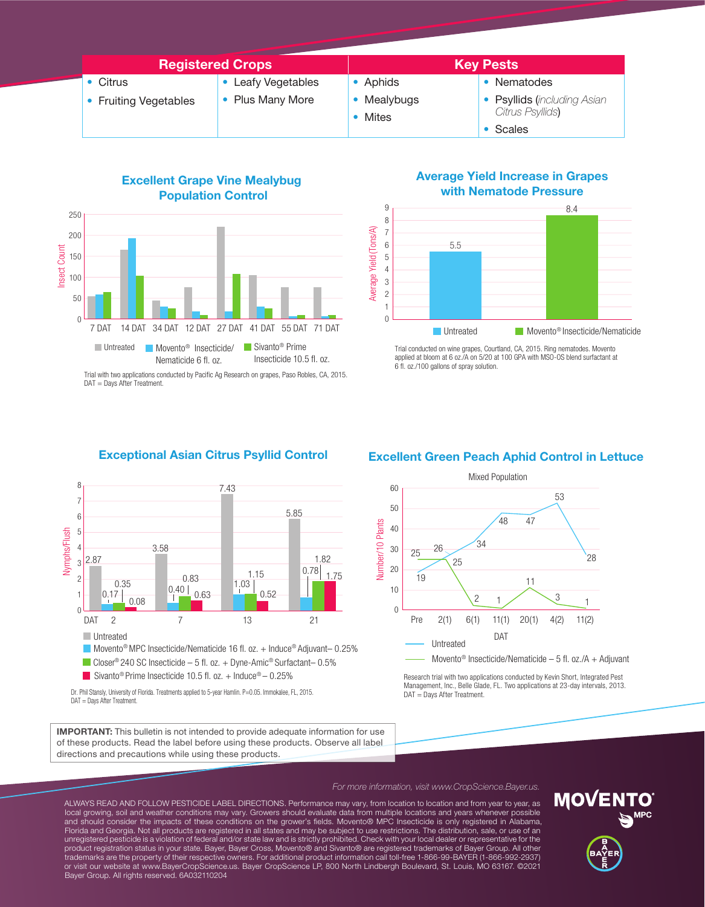| Registered Crops | | Key Pests | |
|---|---|---|---|
| • Citrus<br>• Fruiting Vegetables | • Leafy Vegetables<br>• Plus Many More | • Aphids<br>• Mealybugs<br>• Mites | • Nematodes<br>• Psyllids (*including Asian Citrus Psyllids*)<br>• Scales |

## Excellent Grape Vine Mealybug Population Control

Insect Count

250
200
150
100
50
0

7 DAT 14 DAT 34 DAT 12 DAT 27 DAT 41 DAT 55 DAT 71 DAT

Untreated
Movento® Insecticide/Nematicide 6 fl. oz.
Sivanto® Prime Insecticide 10.5 fl. oz.

Trial with two applications conducted by Pacific Ag Research on grapes, Paso Robles, CA, 2015.
DAT = Days After Treatment.

## Average Yield Increase in Grapes with Nematode Pressure

Average Yield (Tons/A)

9
8
7
6
5
4
3
2
1
0

5.5
8.4

Untreated
Movento® Insecticide/Nematicide

Trial conducted on wine grapes, Courtland, CA, 2015. Ring nematodes. Movento applied at bloom at 6 oz./A on 5/20 at 100 GPA with MSO-OS blend surfactant at 6 fl. oz./100 gallons of spray solution.

## Exceptional Asian Citrus Psyllid Control

Nymphs/Flush

8
7
6
5
4
3
2
1
0

2.87
0.17
0.35
0.08
3.58
0.40
0.83
0.63
7.43
1.03
1.15
0.52
5.85
0.78
1.82
1.75

DAT 2 7 13 21

Untreated
Movento® MPC Insecticide/Nematicide 16 fl. oz. + Induce® Adjuvant– 0.25%
Closer® 240 SC Insecticide – 5 fl. oz. + Dyne-Amic® Surfactant– 0.5%
Sivanto® Prime Insecticide 10.5 fl. oz. + Induce® – 0.25%

Dr. Phil Stansly, University of Florida. Treatments applied to 5-year Hamlin. P=0.05. Immokalee, FL, 2015.
DAT = Days After Treatment.

## Excellent Green Peach Aphid Control in Lettuce

Mixed Population

Number/10 Plants

60
50
40
30
20
10
0

25
19
26
25
34
2
48
1
47
11
53
3
28
1

Pre 2(1) 6(1) 11(1) 20(1) 4(2) 11(2)

DAT

Untreated
Movento® Insecticide/Nematicide – 5 fl. oz./A + Adjuvant

Research trial with two applications conducted by Kevin Short, Integrated Pest Management, Inc., Belle Glade, FL. Two applications at 23-day intervals, 2013.
DAT = Days After Treatment.

**IMPORTANT:** This bulletin is not intended to provide adequate information for use of these products. Read the label before using these products. Observe all label directions and precautions while using these products.

*For more information, visit www.CropScience.Bayer.us.*

ALWAYS READ AND FOLLOW PESTICIDE LABEL DIRECTIONS. Performance may vary, from location to location and from year to year, as local growing, soil and weather conditions may vary. Growers should evaluate data from multiple locations and years whenever possible and should consider the impacts of these conditions on the grower's fields. Movento® MPC Insecticide is only registered in Alabama, Florida and Georgia. Not all products are registered in all states and may be subject to use restrictions. The distribution, sale, or use of an unregistered pesticide is a violation of federal and/or state law and is strictly prohibited. Check with your local dealer or representative for the product registration status in your state. Bayer, Bayer Cross, Movento® and Sivanto® are registered trademarks of Bayer Group. All other trademarks are the property of their respective owners. For additional product information call toll-free 1-866-99-BAYER (1-866-992-2937) or visit our website at www.BayerCropScience.us. Bayer CropScience LP, 800 North Lindbergh Boulevard, St. Louis, MO 63167. ©2021 Bayer Group. All rights reserved. 6A032110204

MOVENTO® MPC

BAYER